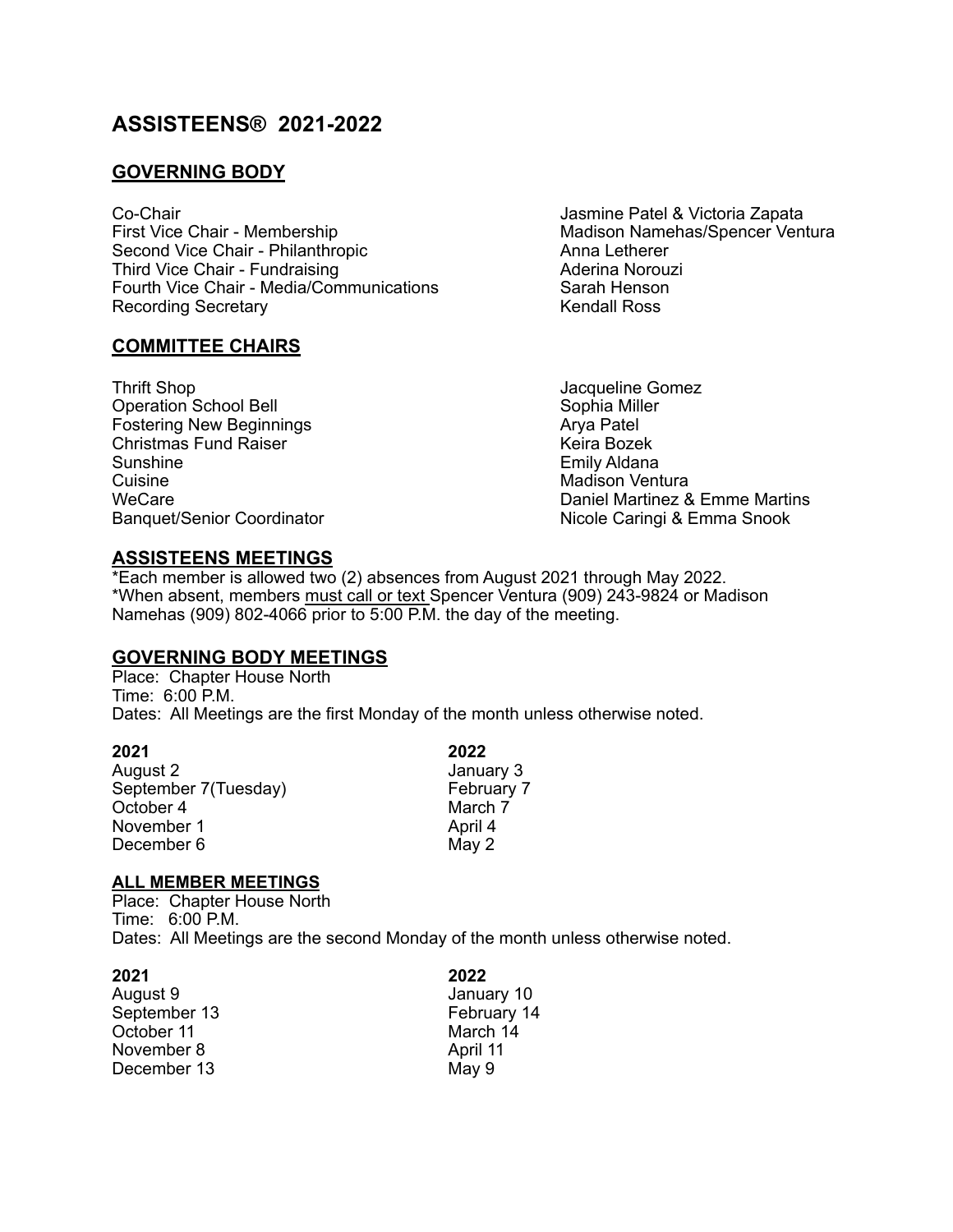# ASSISTEENS® 2021-2022

## GOVERNING BODY

| | |
|---|---|
| Co-Chair | Jasmine Patel & Victoria Zapata |
| First Vice Chair - Membership | Madison Namehas/Spencer Ventura |
| Second Vice Chair - Philanthropic | Anna Letherer |
| Third Vice Chair - Fundraising | Aderina Norouzi |
| Fourth Vice Chair - Media/Communications | Sarah Henson |
| Recording Secretary | Kendall Ross |

## COMMITTEE CHAIRS

| | |
|---|---|
| Thrift Shop | Jacqueline Gomez |
| Operation School Bell | Sophia Miller |
| Fostering New Beginnings | Arya Patel |
| Christmas Fund Raiser | Keira Bozek |
| Sunshine | Emily Aldana |
| Cuisine | Madison Ventura |
| WeCare | Daniel Martinez & Emme Martins |
| Banquet/Senior Coordinator | Nicole Caringi & Emma Snook |

## ASSISTEENS MEETINGS

*Each member is allowed two (2) absences from August 2021 through May 2022.
*When absent, members must call or text Spencer Ventura (909) 243-9824 or Madison Namehas (909) 802-4066 prior to 5:00 P.M. the day of the meeting.

## GOVERNING BODY MEETINGS

Place: Chapter House North
Time: 6:00 P.M.
Dates: All Meetings are the first Monday of the month unless otherwise noted.

| 2021 | 2022 |
|---|---|
| August 2 | January 3 |
| September 7(Tuesday) | February 7 |
| October 4 | March 7 |
| November 1 | April 4 |
| December 6 | May 2 |

## ALL MEMBER MEETINGS

Place: Chapter House North
Time: 6:00 P.M.
Dates: All Meetings are the second Monday of the month unless otherwise noted.

| 2021 | 2022 |
|---|---|
| August 9 | January 10 |
| September 13 | February 14 |
| October 11 | March 14 |
| November 8 | April 11 |
| December 13 | May 9 |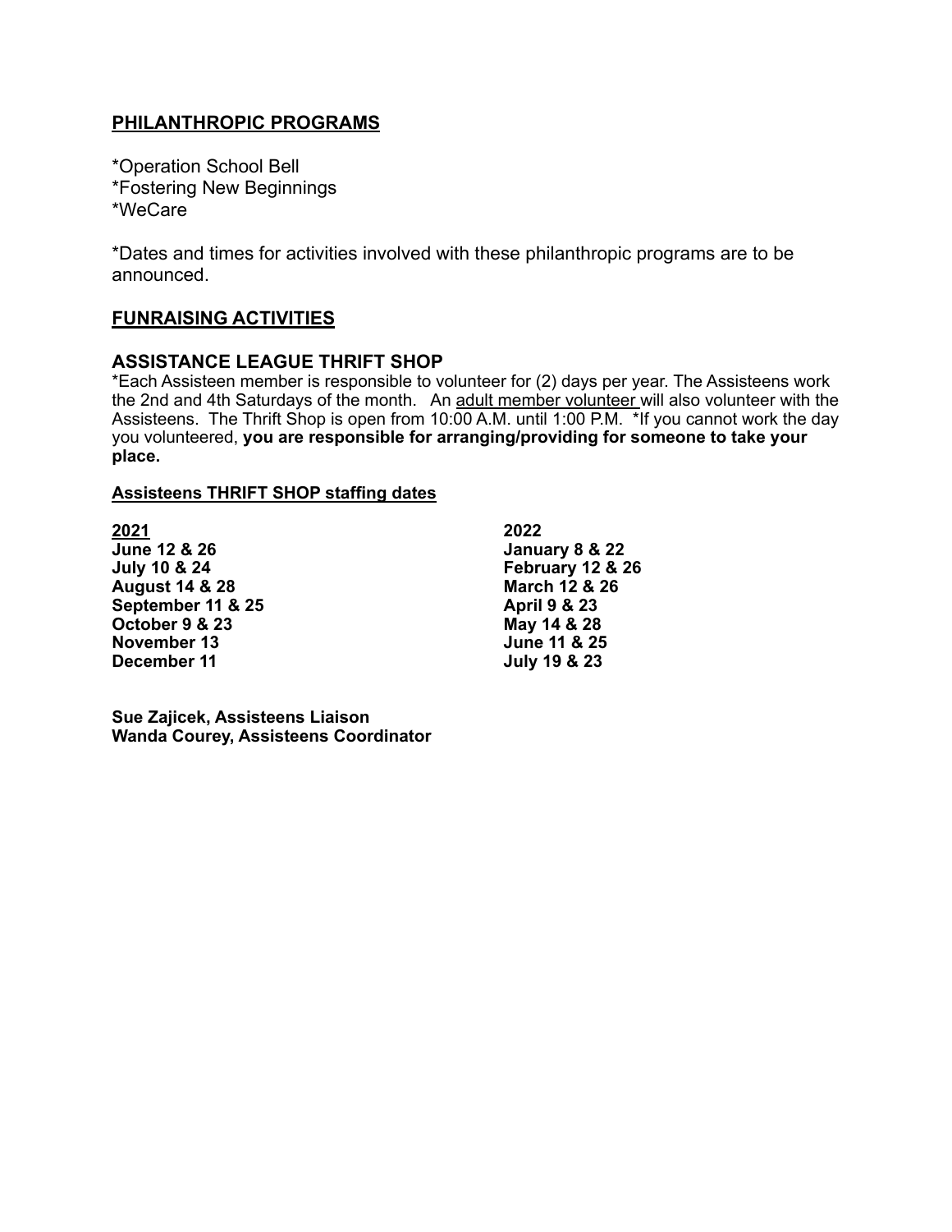## PHILANTHROPIC PROGRAMS

*Operation School Bell
*Fostering New Beginnings
*WeCare

*Dates and times for activities involved with these philanthropic programs are to be announced.

## FUNRAISING ACTIVITIES

### ASSISTANCE LEAGUE THRIFT SHOP

*Each Assisteen member is responsible to volunteer for (2) days per year. The Assisteens work the 2nd and 4th Saturdays of the month. An adult member volunteer will also volunteer with the Assisteens. The Thrift Shop is open from 10:00 A.M. until 1:00 P.M. *If you cannot work the day you volunteered, **you are responsible for arranging/providing for someone to take your place.**

**Assisteens THRIFT SHOP staffing dates**

| 2021 | 2022 |
| --- | --- |
| **June 12 & 26** | **January 8 & 22** |
| **July 10 & 24** | **February 12 & 26** |
| **August 14 & 28** | **March 12 & 26** |
| **September 11 & 25** | **April 9 & 23** |
| **October 9 & 23** | **May 14 & 28** |
| **November 13** | **June 11 & 25** |
| **December 11** | **July 19 & 23** |

**Sue Zajicek, Assisteens Liaison**
**Wanda Courey, Assisteens Coordinator**